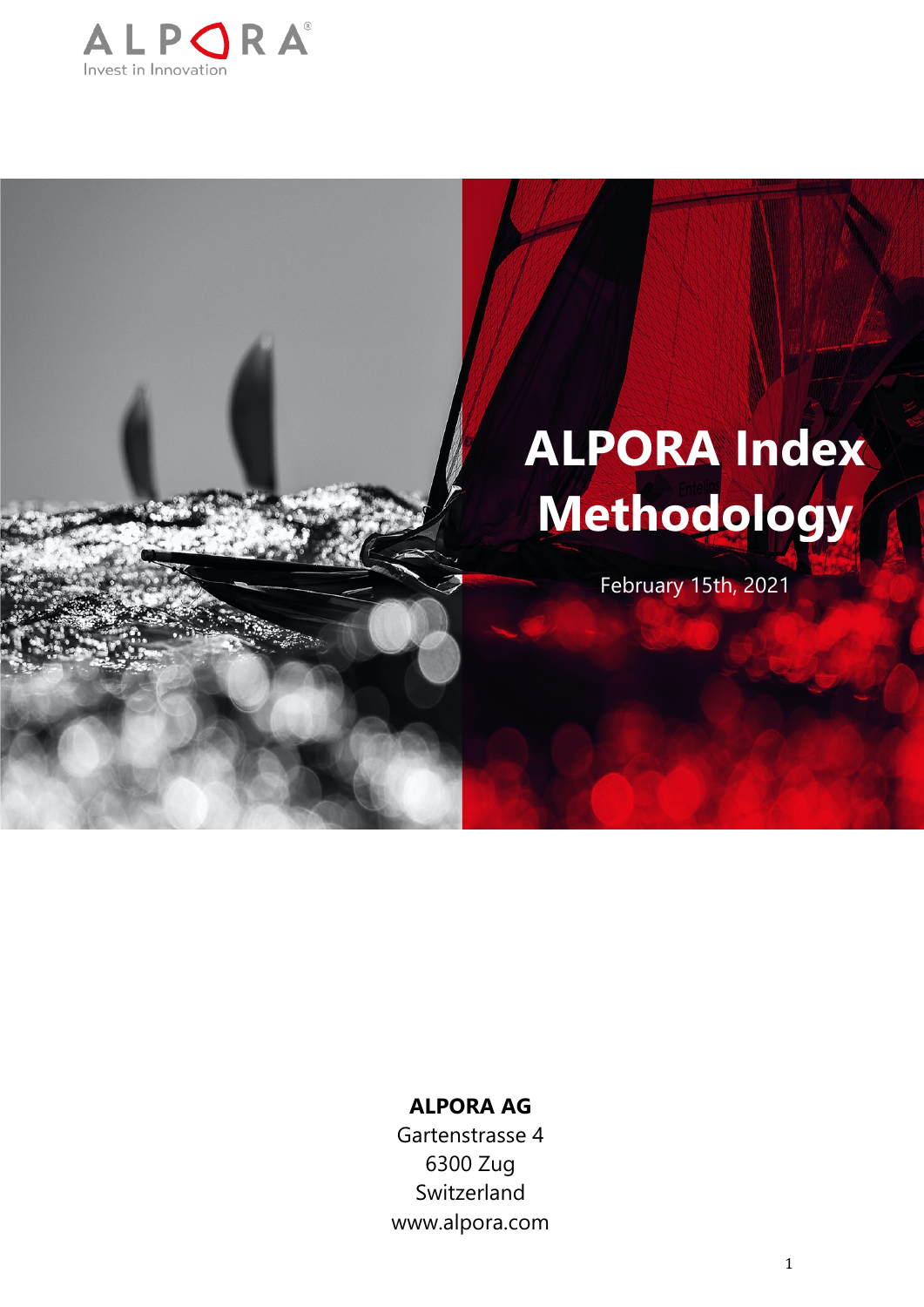ALPORA

Invest in Innovation

# ALPORA Index Methodology

February 15th, 2021

**ALPORA AG**
Gartenstrasse 4
6300 Zug
Switzerland
www.alpora.com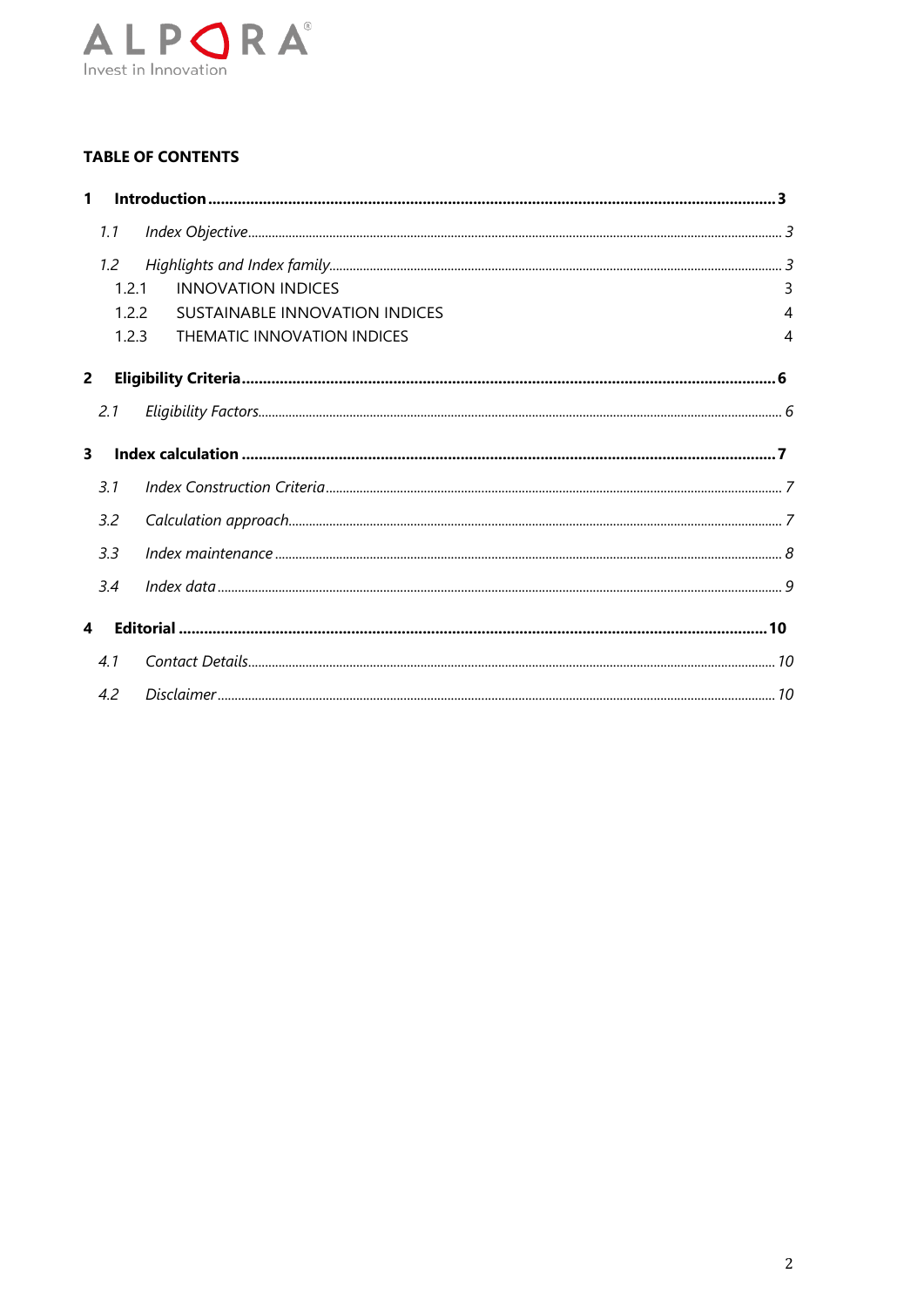**TABLE OF CONTENTS**

**1 Introduction .... 3**

- *1.1 Index Objective .... 3*
- *1.2 Highlights and Index family .... 3*
  - 1.2.1 INNOVATION INDICES 3
  - 1.2.2 SUSTAINABLE INNOVATION INDICES 4
  - 1.2.3 THEMATIC INNOVATION INDICES 4

**2 Eligibility Criteria .... 6**

- *2.1 Eligibility Factors .... 6*

**3 Index calculation .... 7**

- *3.1 Index Construction Criteria .... 7*
- *3.2 Calculation approach .... 7*
- *3.3 Index maintenance .... 8*
- *3.4 Index data .... 9*

**4 Editorial .... 10**

- *4.1 Contact Details .... 10*
- *4.2 Disclaimer .... 10*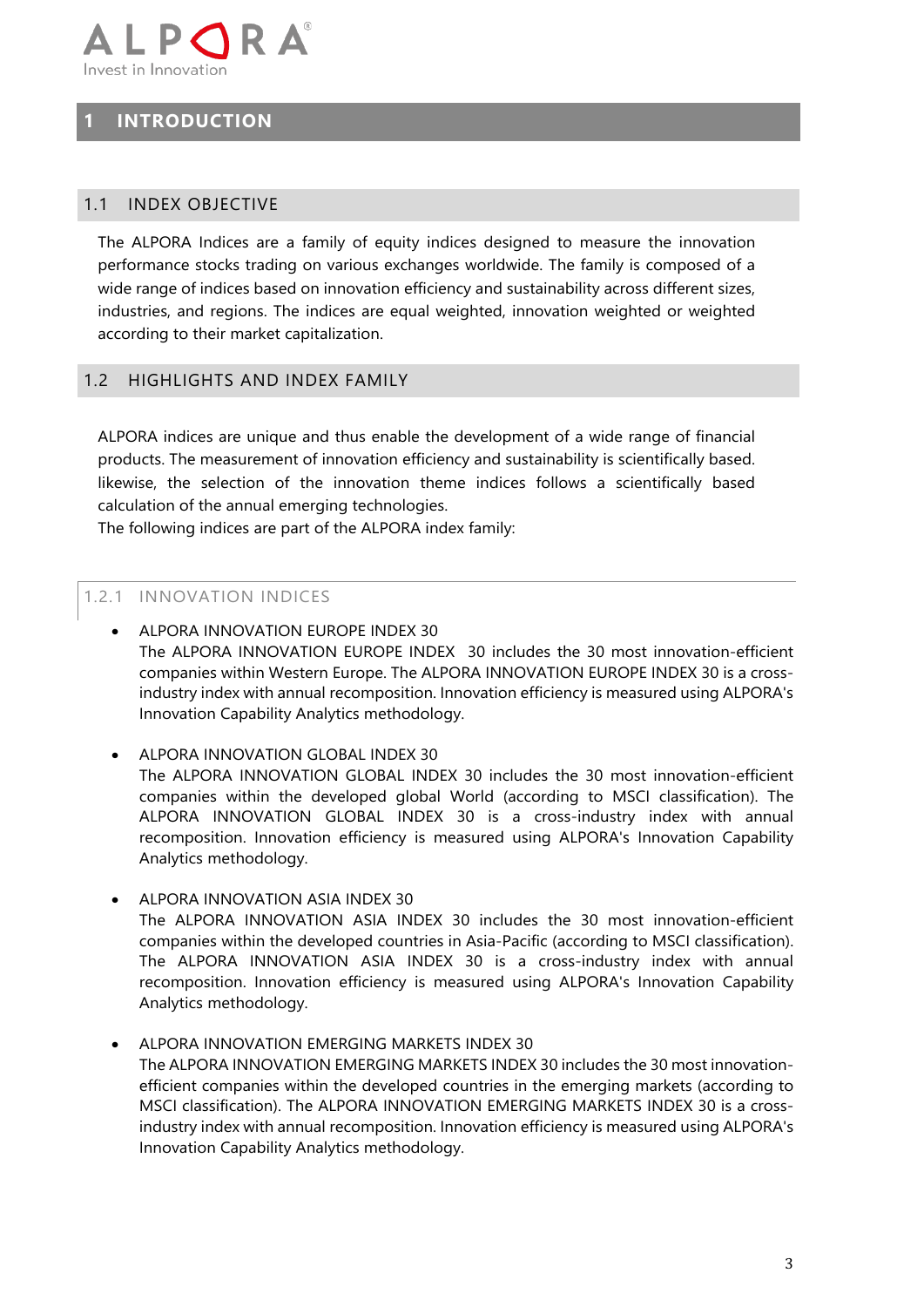# 1 INTRODUCTION

## 1.1 INDEX OBJECTIVE

The ALPORA Indices are a family of equity indices designed to measure the innovation performance stocks trading on various exchanges worldwide. The family is composed of a wide range of indices based on innovation efficiency and sustainability across different sizes, industries, and regions. The indices are equal weighted, innovation weighted or weighted according to their market capitalization.

## 1.2 HIGHLIGHTS AND INDEX FAMILY

ALPORA indices are unique and thus enable the development of a wide range of financial products. The measurement of innovation efficiency and sustainability is scientifically based. likewise, the selection of the innovation theme indices follows a scientifically based calculation of the annual emerging technologies.
The following indices are part of the ALPORA index family:

### 1.2.1 INNOVATION INDICES

- ALPORA INNOVATION EUROPE INDEX 30
  The ALPORA INNOVATION EUROPE INDEX 30 includes the 30 most innovation-efficient companies within Western Europe. The ALPORA INNOVATION EUROPE INDEX 30 is a cross-industry index with annual recomposition. Innovation efficiency is measured using ALPORA's Innovation Capability Analytics methodology.

- ALPORA INNOVATION GLOBAL INDEX 30
  The ALPORA INNOVATION GLOBAL INDEX 30 includes the 30 most innovation-efficient companies within the developed global World (according to MSCI classification). The ALPORA INNOVATION GLOBAL INDEX 30 is a cross-industry index with annual recomposition. Innovation efficiency is measured using ALPORA's Innovation Capability Analytics methodology.

- ALPORA INNOVATION ASIA INDEX 30
  The ALPORA INNOVATION ASIA INDEX 30 includes the 30 most innovation-efficient companies within the developed countries in Asia-Pacific (according to MSCI classification). The ALPORA INNOVATION ASIA INDEX 30 is a cross-industry index with annual recomposition. Innovation efficiency is measured using ALPORA's Innovation Capability Analytics methodology.

- ALPORA INNOVATION EMERGING MARKETS INDEX 30
  The ALPORA INNOVATION EMERGING MARKETS INDEX 30 includes the 30 most innovation-efficient companies within the developed countries in the emerging markets (according to MSCI classification). The ALPORA INNOVATION EMERGING MARKETS INDEX 30 is a cross-industry index with annual recomposition. Innovation efficiency is measured using ALPORA's Innovation Capability Analytics methodology.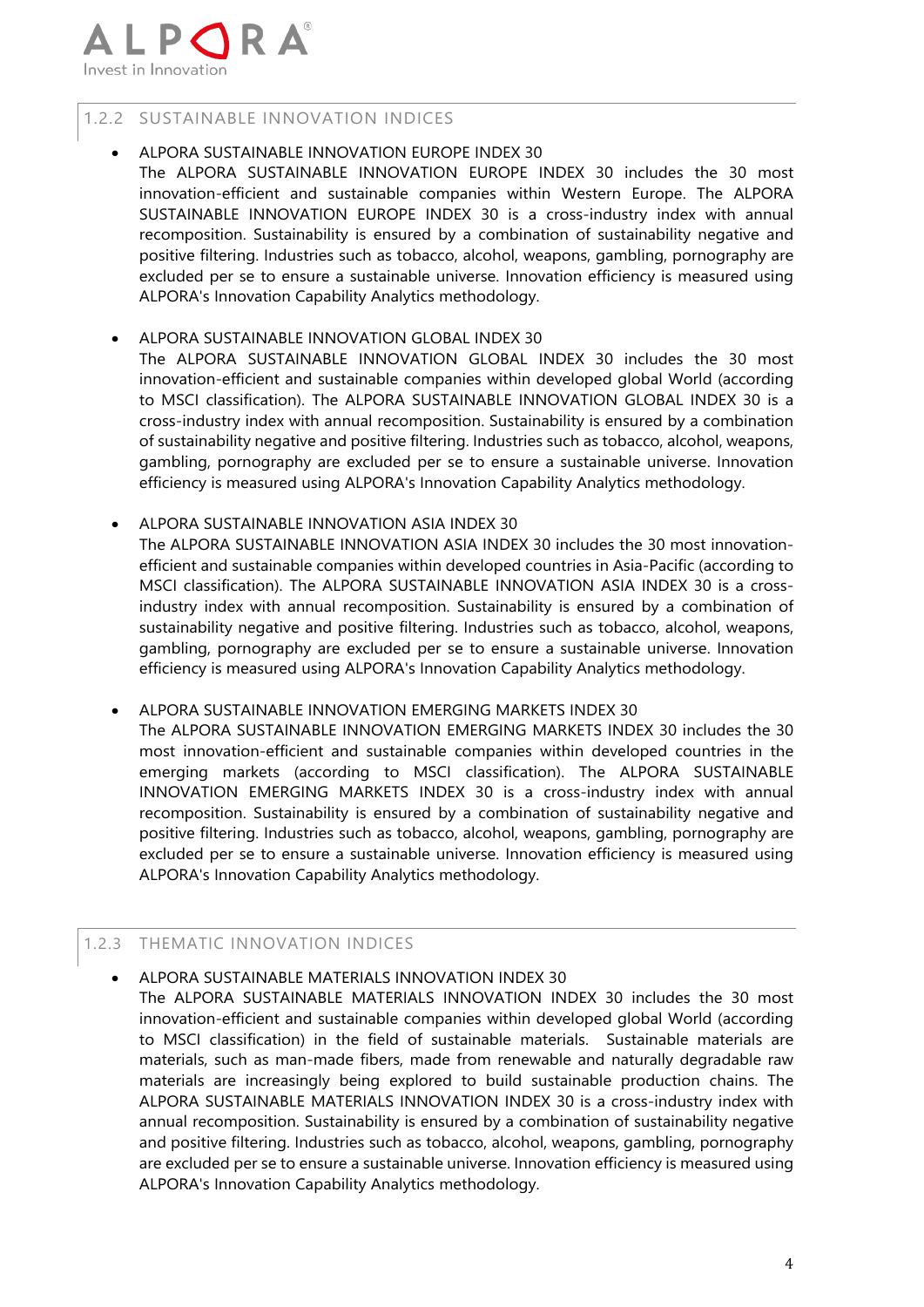### 1.2.2 SUSTAINABLE INNOVATION INDICES

- ALPORA SUSTAINABLE INNOVATION EUROPE INDEX 30
  The ALPORA SUSTAINABLE INNOVATION EUROPE INDEX 30 includes the 30 most innovation-efficient and sustainable companies within Western Europe. The ALPORA SUSTAINABLE INNOVATION EUROPE INDEX 30 is a cross-industry index with annual recomposition. Sustainability is ensured by a combination of sustainability negative and positive filtering. Industries such as tobacco, alcohol, weapons, gambling, pornography are excluded per se to ensure a sustainable universe. Innovation efficiency is measured using ALPORA's Innovation Capability Analytics methodology.

- ALPORA SUSTAINABLE INNOVATION GLOBAL INDEX 30
  The ALPORA SUSTAINABLE INNOVATION GLOBAL INDEX 30 includes the 30 most innovation-efficient and sustainable companies within developed global World (according to MSCI classification). The ALPORA SUSTAINABLE INNOVATION GLOBAL INDEX 30 is a cross-industry index with annual recomposition. Sustainability is ensured by a combination of sustainability negative and positive filtering. Industries such as tobacco, alcohol, weapons, gambling, pornography are excluded per se to ensure a sustainable universe. Innovation efficiency is measured using ALPORA's Innovation Capability Analytics methodology.

- ALPORA SUSTAINABLE INNOVATION ASIA INDEX 30
  The ALPORA SUSTAINABLE INNOVATION ASIA INDEX 30 includes the 30 most innovation-efficient and sustainable companies within developed countries in Asia-Pacific (according to MSCI classification). The ALPORA SUSTAINABLE INNOVATION ASIA INDEX 30 is a cross-industry index with annual recomposition. Sustainability is ensured by a combination of sustainability negative and positive filtering. Industries such as tobacco, alcohol, weapons, gambling, pornography are excluded per se to ensure a sustainable universe. Innovation efficiency is measured using ALPORA's Innovation Capability Analytics methodology.

- ALPORA SUSTAINABLE INNOVATION EMERGING MARKETS INDEX 30
  The ALPORA SUSTAINABLE INNOVATION EMERGING MARKETS INDEX 30 includes the 30 most innovation-efficient and sustainable companies within developed countries in the emerging markets (according to MSCI classification). The ALPORA SUSTAINABLE INNOVATION EMERGING MARKETS INDEX 30 is a cross-industry index with annual recomposition. Sustainability is ensured by a combination of sustainability negative and positive filtering. Industries such as tobacco, alcohol, weapons, gambling, pornography are excluded per se to ensure a sustainable universe. Innovation efficiency is measured using ALPORA's Innovation Capability Analytics methodology.

### 1.2.3 THEMATIC INNOVATION INDICES

- ALPORA SUSTAINABLE MATERIALS INNOVATION INDEX 30
  The ALPORA SUSTAINABLE MATERIALS INNOVATION INDEX 30 includes the 30 most innovation-efficient and sustainable companies within developed global World (according to MSCI classification) in the field of sustainable materials. Sustainable materials are materials, such as man-made fibers, made from renewable and naturally degradable raw materials are increasingly being explored to build sustainable production chains. The ALPORA SUSTAINABLE MATERIALS INNOVATION INDEX 30 is a cross-industry index with annual recomposition. Sustainability is ensured by a combination of sustainability negative and positive filtering. Industries such as tobacco, alcohol, weapons, gambling, pornography are excluded per se to ensure a sustainable universe. Innovation efficiency is measured using ALPORA's Innovation Capability Analytics methodology.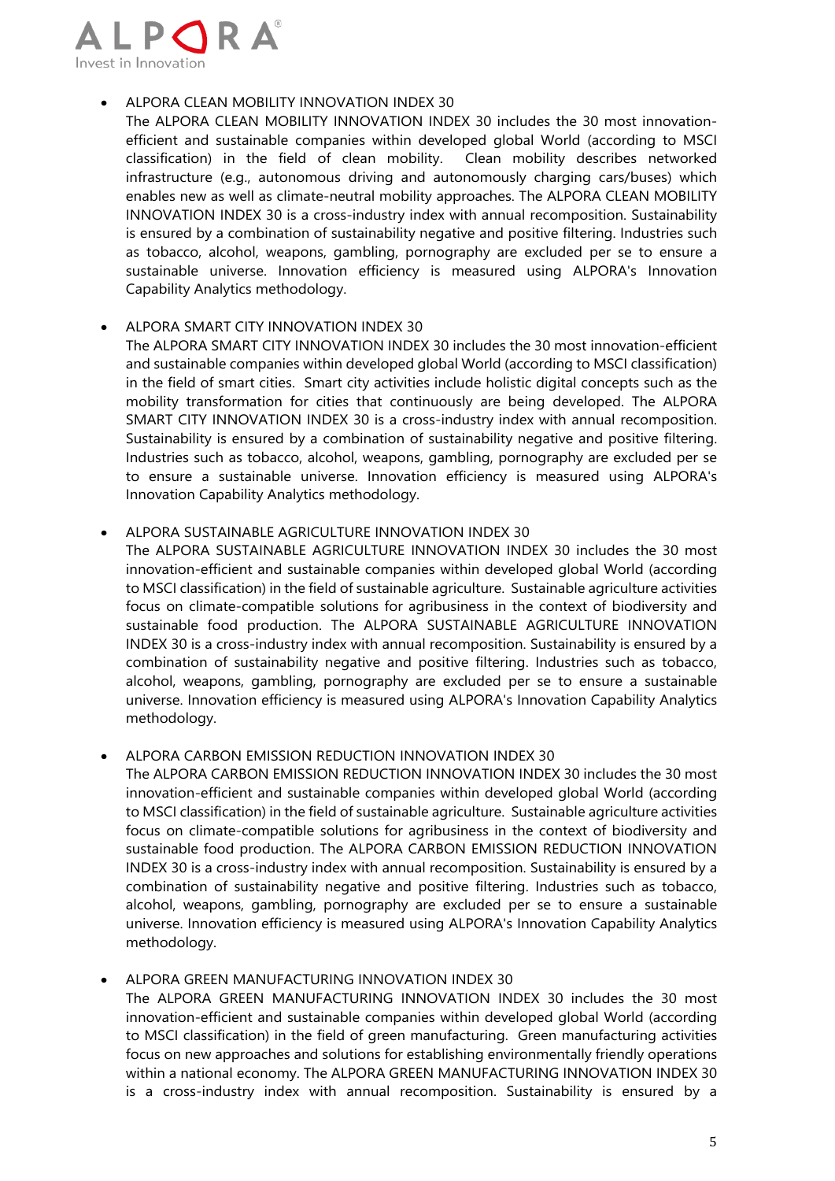- ALPORA CLEAN MOBILITY INNOVATION INDEX 30
  The ALPORA CLEAN MOBILITY INNOVATION INDEX 30 includes the 30 most innovation-efficient and sustainable companies within developed global World (according to MSCI classification) in the field of clean mobility. Clean mobility describes networked infrastructure (e.g., autonomous driving and autonomously charging cars/buses) which enables new as well as climate-neutral mobility approaches. The ALPORA CLEAN MOBILITY INNOVATION INDEX 30 is a cross-industry index with annual recomposition. Sustainability is ensured by a combination of sustainability negative and positive filtering. Industries such as tobacco, alcohol, weapons, gambling, pornography are excluded per se to ensure a sustainable universe. Innovation efficiency is measured using ALPORA's Innovation Capability Analytics methodology.

- ALPORA SMART CITY INNOVATION INDEX 30
  The ALPORA SMART CITY INNOVATION INDEX 30 includes the 30 most innovation-efficient and sustainable companies within developed global World (according to MSCI classification) in the field of smart cities. Smart city activities include holistic digital concepts such as the mobility transformation for cities that continuously are being developed. The ALPORA SMART CITY INNOVATION INDEX 30 is a cross-industry index with annual recomposition. Sustainability is ensured by a combination of sustainability negative and positive filtering. Industries such as tobacco, alcohol, weapons, gambling, pornography are excluded per se to ensure a sustainable universe. Innovation efficiency is measured using ALPORA's Innovation Capability Analytics methodology.

- ALPORA SUSTAINABLE AGRICULTURE INNOVATION INDEX 30
  The ALPORA SUSTAINABLE AGRICULTURE INNOVATION INDEX 30 includes the 30 most innovation-efficient and sustainable companies within developed global World (according to MSCI classification) in the field of sustainable agriculture. Sustainable agriculture activities focus on climate-compatible solutions for agribusiness in the context of biodiversity and sustainable food production. The ALPORA SUSTAINABLE AGRICULTURE INNOVATION INDEX 30 is a cross-industry index with annual recomposition. Sustainability is ensured by a combination of sustainability negative and positive filtering. Industries such as tobacco, alcohol, weapons, gambling, pornography are excluded per se to ensure a sustainable universe. Innovation efficiency is measured using ALPORA's Innovation Capability Analytics methodology.

- ALPORA CARBON EMISSION REDUCTION INNOVATION INDEX 30
  The ALPORA CARBON EMISSION REDUCTION INNOVATION INDEX 30 includes the 30 most innovation-efficient and sustainable companies within developed global World (according to MSCI classification) in the field of sustainable agriculture. Sustainable agriculture activities focus on climate-compatible solutions for agribusiness in the context of biodiversity and sustainable food production. The ALPORA CARBON EMISSION REDUCTION INNOVATION INDEX 30 is a cross-industry index with annual recomposition. Sustainability is ensured by a combination of sustainability negative and positive filtering. Industries such as tobacco, alcohol, weapons, gambling, pornography are excluded per se to ensure a sustainable universe. Innovation efficiency is measured using ALPORA's Innovation Capability Analytics methodology.

- ALPORA GREEN MANUFACTURING INNOVATION INDEX 30
  The ALPORA GREEN MANUFACTURING INNOVATION INDEX 30 includes the 30 most innovation-efficient and sustainable companies within developed global World (according to MSCI classification) in the field of green manufacturing. Green manufacturing activities focus on new approaches and solutions for establishing environmentally friendly operations within a national economy. The ALPORA GREEN MANUFACTURING INNOVATION INDEX 30 is a cross-industry index with annual recomposition. Sustainability is ensured by a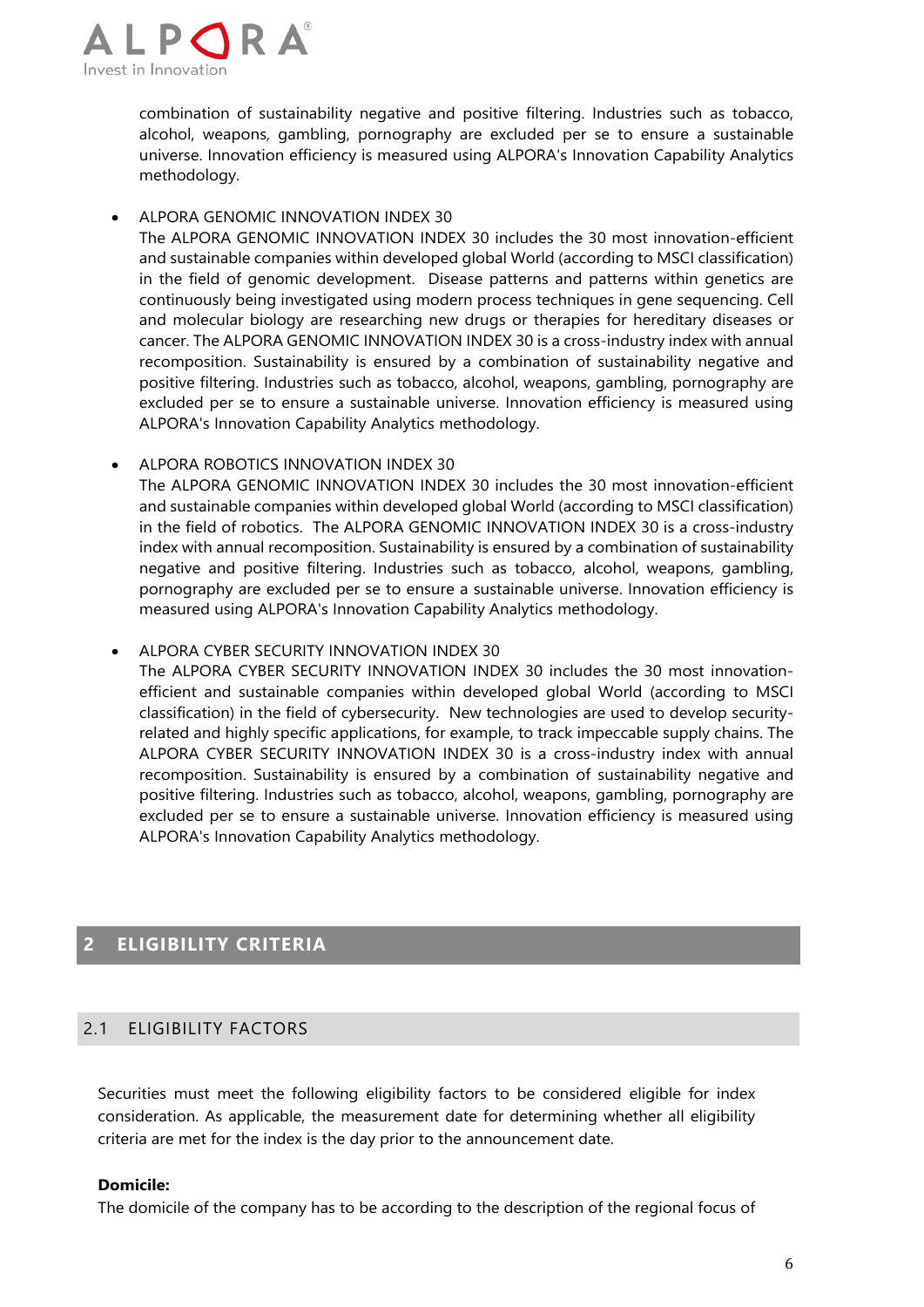combination of sustainability negative and positive filtering. Industries such as tobacco, alcohol, weapons, gambling, pornography are excluded per se to ensure a sustainable universe. Innovation efficiency is measured using ALPORA's Innovation Capability Analytics methodology.

- ALPORA GENOMIC INNOVATION INDEX 30
  The ALPORA GENOMIC INNOVATION INDEX 30 includes the 30 most innovation-efficient and sustainable companies within developed global World (according to MSCI classification) in the field of genomic development. Disease patterns and patterns within genetics are continuously being investigated using modern process techniques in gene sequencing. Cell and molecular biology are researching new drugs or therapies for hereditary diseases or cancer. The ALPORA GENOMIC INNOVATION INDEX 30 is a cross-industry index with annual recomposition. Sustainability is ensured by a combination of sustainability negative and positive filtering. Industries such as tobacco, alcohol, weapons, gambling, pornography are excluded per se to ensure a sustainable universe. Innovation efficiency is measured using ALPORA's Innovation Capability Analytics methodology.

- ALPORA ROBOTICS INNOVATION INDEX 30
  The ALPORA GENOMIC INNOVATION INDEX 30 includes the 30 most innovation-efficient and sustainable companies within developed global World (according to MSCI classification) in the field of robotics. The ALPORA GENOMIC INNOVATION INDEX 30 is a cross-industry index with annual recomposition. Sustainability is ensured by a combination of sustainability negative and positive filtering. Industries such as tobacco, alcohol, weapons, gambling, pornography are excluded per se to ensure a sustainable universe. Innovation efficiency is measured using ALPORA's Innovation Capability Analytics methodology.

- ALPORA CYBER SECURITY INNOVATION INDEX 30
  The ALPORA CYBER SECURITY INNOVATION INDEX 30 includes the 30 most innovation-efficient and sustainable companies within developed global World (according to MSCI classification) in the field of cybersecurity. New technologies are used to develop security-related and highly specific applications, for example, to track impeccable supply chains. The ALPORA CYBER SECURITY INNOVATION INDEX 30 is a cross-industry index with annual recomposition. Sustainability is ensured by a combination of sustainability negative and positive filtering. Industries such as tobacco, alcohol, weapons, gambling, pornography are excluded per se to ensure a sustainable universe. Innovation efficiency is measured using ALPORA's Innovation Capability Analytics methodology.

# 2 ELIGIBILITY CRITERIA

## 2.1 ELIGIBILITY FACTORS

Securities must meet the following eligibility factors to be considered eligible for index consideration. As applicable, the measurement date for determining whether all eligibility criteria are met for the index is the day prior to the announcement date.

**Domicile:**

The domicile of the company has to be according to the description of the regional focus of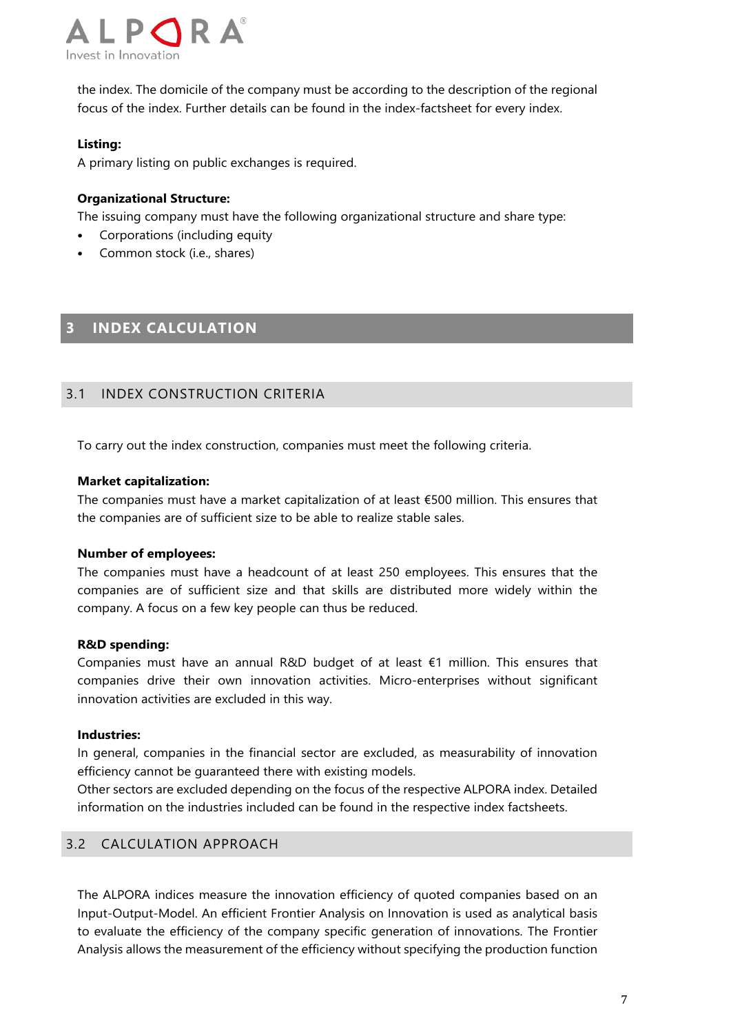the index. The domicile of the company must be according to the description of the regional focus of the index. Further details can be found in the index-factsheet for every index.

**Listing:**

A primary listing on public exchanges is required.

**Organizational Structure:**

The issuing company must have the following organizational structure and share type:

- Corporations (including equity
- Common stock (i.e., shares)

# 3 INDEX CALCULATION

## 3.1 INDEX CONSTRUCTION CRITERIA

To carry out the index construction, companies must meet the following criteria.

**Market capitalization:**

The companies must have a market capitalization of at least €500 million. This ensures that the companies are of sufficient size to be able to realize stable sales.

**Number of employees:**

The companies must have a headcount of at least 250 employees. This ensures that the companies are of sufficient size and that skills are distributed more widely within the company. A focus on a few key people can thus be reduced.

**R&D spending:**

Companies must have an annual R&D budget of at least €1 million. This ensures that companies drive their own innovation activities. Micro-enterprises without significant innovation activities are excluded in this way.

**Industries:**

In general, companies in the financial sector are excluded, as measurability of innovation efficiency cannot be guaranteed there with existing models.
Other sectors are excluded depending on the focus of the respective ALPORA index. Detailed information on the industries included can be found in the respective index factsheets.

## 3.2 CALCULATION APPROACH

The ALPORA indices measure the innovation efficiency of quoted companies based on an Input-Output-Model. An efficient Frontier Analysis on Innovation is used as analytical basis to evaluate the efficiency of the company specific generation of innovations. The Frontier Analysis allows the measurement of the efficiency without specifying the production function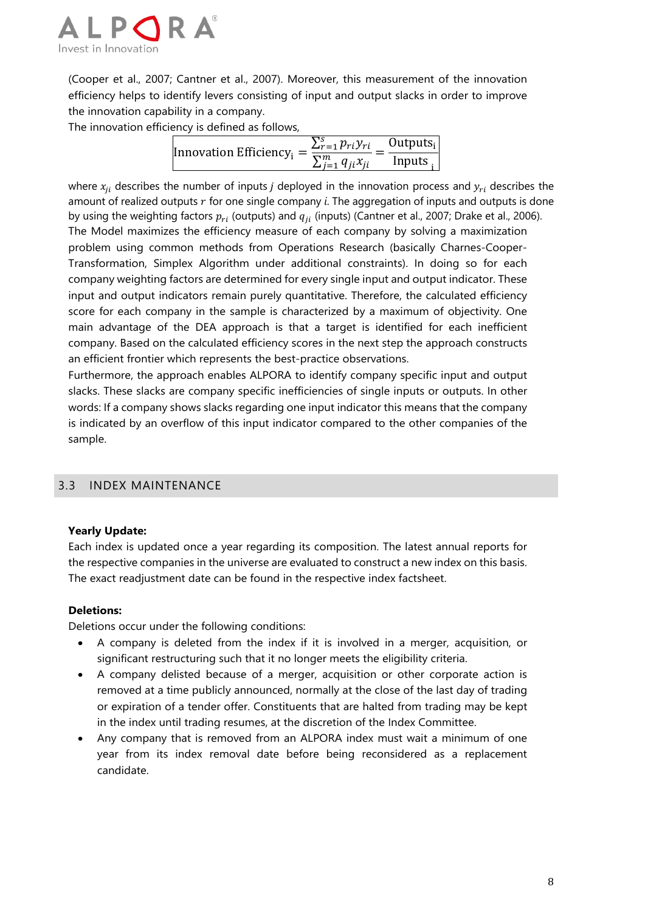(Cooper et al., 2007; Cantner et al., 2007). Moreover, this measurement of the innovation efficiency helps to identify levers consisting of input and output slacks in order to improve the innovation capability in a company.

The innovation efficiency is defined as follows,

$$\text{Innovation Efficiency}_{\text{i}} = \frac{\sum_{r=1}^{s} p_{ri} y_{ri}}{\sum_{j=1}^{m} q_{ji} x_{ji}} = \frac{\text{Outputs}_{\text{i}}}{\text{Inputs}_{\text{i}}}$$

where $x_{ji}$ describes the number of inputs $j$ deployed in the innovation process and $y_{ri}$ describes the amount of realized outputs $r$ for one single company $i$. The aggregation of inputs and outputs is done by using the weighting factors $p_{ri}$ (outputs) and $q_{ji}$ (inputs) (Cantner et al., 2007; Drake et al., 2006).

The Model maximizes the efficiency measure of each company by solving a maximization problem using common methods from Operations Research (basically Charnes-Cooper-Transformation, Simplex Algorithm under additional constraints). In doing so for each company weighting factors are determined for every single input and output indicator. These input and output indicators remain purely quantitative. Therefore, the calculated efficiency score for each company in the sample is characterized by a maximum of objectivity. One main advantage of the DEA approach is that a target is identified for each inefficient company. Based on the calculated efficiency scores in the next step the approach constructs an efficient frontier which represents the best-practice observations.

Furthermore, the approach enables ALPORA to identify company specific input and output slacks. These slacks are company specific inefficiencies of single inputs or outputs. In other words: If a company shows slacks regarding one input indicator this means that the company is indicated by an overflow of this input indicator compared to the other companies of the sample.

## 3.3 INDEX MAINTENANCE

**Yearly Update:**

Each index is updated once a year regarding its composition. The latest annual reports for the respective companies in the universe are evaluated to construct a new index on this basis. The exact readjustment date can be found in the respective index factsheet.

**Deletions:**

Deletions occur under the following conditions:

- A company is deleted from the index if it is involved in a merger, acquisition, or significant restructuring such that it no longer meets the eligibility criteria.
- A company delisted because of a merger, acquisition or other corporate action is removed at a time publicly announced, normally at the close of the last day of trading or expiration of a tender offer. Constituents that are halted from trading may be kept in the index until trading resumes, at the discretion of the Index Committee.
- Any company that is removed from an ALPORA index must wait a minimum of one year from its index removal date before being reconsidered as a replacement candidate.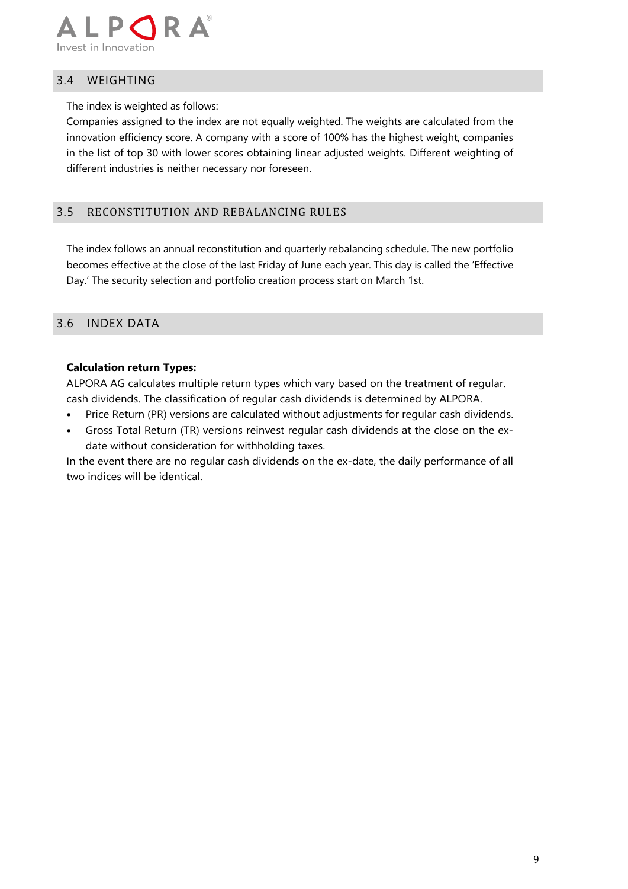## 3.4 WEIGHTING

The index is weighted as follows:
Companies assigned to the index are not equally weighted. The weights are calculated from the innovation efficiency score. A company with a score of 100% has the highest weight, companies in the list of top 30 with lower scores obtaining linear adjusted weights. Different weighting of different industries is neither necessary nor foreseen.

## 3.5 RECONSTITUTION AND REBALANCING RULES

The index follows an annual reconstitution and quarterly rebalancing schedule. The new portfolio becomes effective at the close of the last Friday of June each year. This day is called the 'Effective Day.' The security selection and portfolio creation process start on March 1st.

## 3.6 INDEX DATA

**Calculation return Types:**
ALPORA AG calculates multiple return types which vary based on the treatment of regular. cash dividends. The classification of regular cash dividends is determined by ALPORA.

- Price Return (PR) versions are calculated without adjustments for regular cash dividends.
- Gross Total Return (TR) versions reinvest regular cash dividends at the close on the ex-date without consideration for withholding taxes.

In the event there are no regular cash dividends on the ex-date, the daily performance of all two indices will be identical.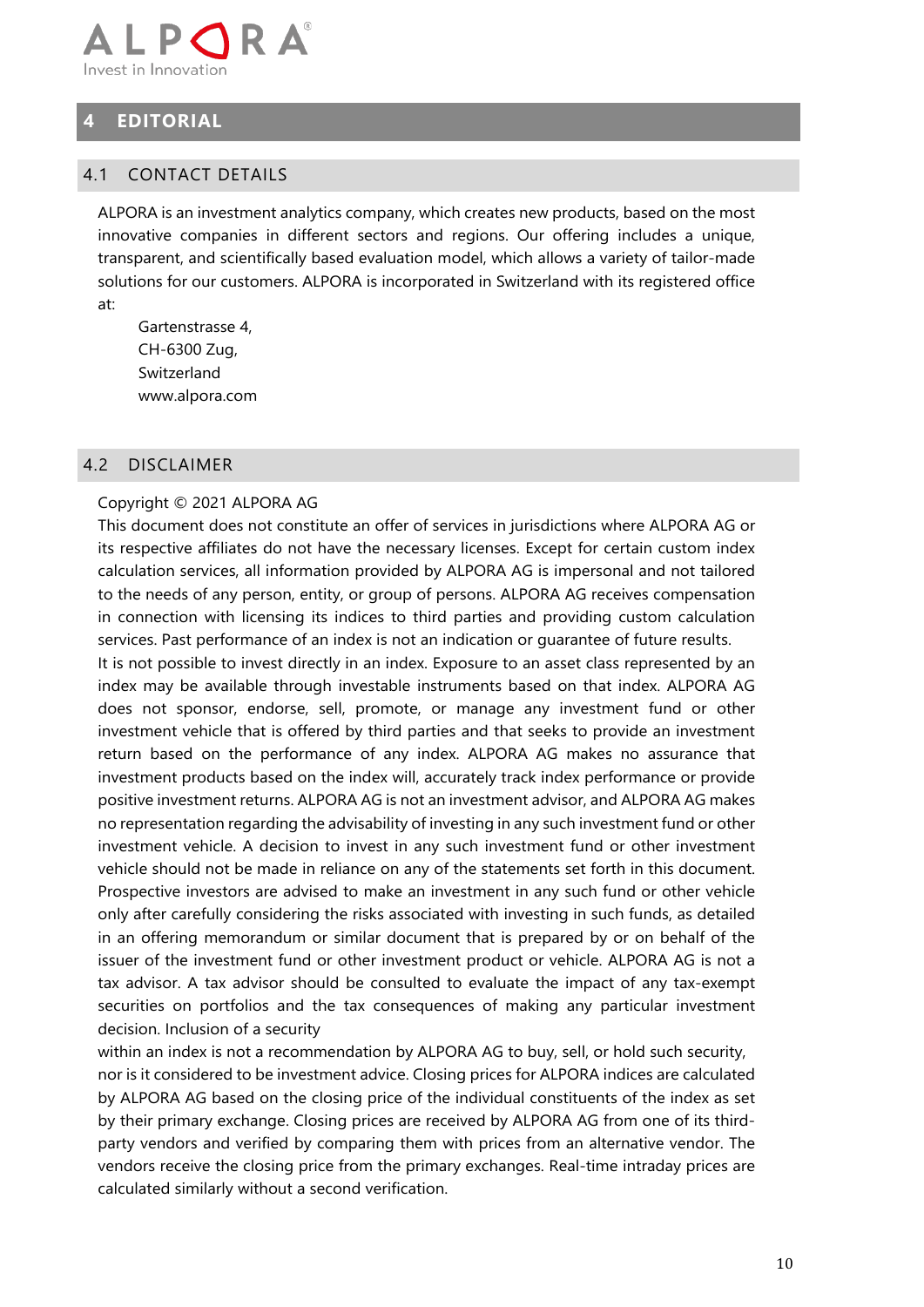# 4 EDITORIAL

## 4.1 CONTACT DETAILS

ALPORA is an investment analytics company, which creates new products, based on the most innovative companies in different sectors and regions. Our offering includes a unique, transparent, and scientifically based evaluation model, which allows a variety of tailor-made solutions for our customers. ALPORA is incorporated in Switzerland with its registered office at:

Gartenstrasse 4,
CH-6300 Zug,
Switzerland
www.alpora.com

## 4.2 DISCLAIMER

Copyright © 2021 ALPORA AG

This document does not constitute an offer of services in jurisdictions where ALPORA AG or its respective affiliates do not have the necessary licenses. Except for certain custom index calculation services, all information provided by ALPORA AG is impersonal and not tailored to the needs of any person, entity, or group of persons. ALPORA AG receives compensation in connection with licensing its indices to third parties and providing custom calculation services. Past performance of an index is not an indication or guarantee of future results.

It is not possible to invest directly in an index. Exposure to an asset class represented by an index may be available through investable instruments based on that index. ALPORA AG does not sponsor, endorse, sell, promote, or manage any investment fund or other investment vehicle that is offered by third parties and that seeks to provide an investment return based on the performance of any index. ALPORA AG makes no assurance that investment products based on the index will, accurately track index performance or provide positive investment returns. ALPORA AG is not an investment advisor, and ALPORA AG makes no representation regarding the advisability of investing in any such investment fund or other investment vehicle. A decision to invest in any such investment fund or other investment vehicle should not be made in reliance on any of the statements set forth in this document. Prospective investors are advised to make an investment in any such fund or other vehicle only after carefully considering the risks associated with investing in such funds, as detailed in an offering memorandum or similar document that is prepared by or on behalf of the issuer of the investment fund or other investment product or vehicle. ALPORA AG is not a tax advisor. A tax advisor should be consulted to evaluate the impact of any tax-exempt securities on portfolios and the tax consequences of making any particular investment decision. Inclusion of a security within an index is not a recommendation by ALPORA AG to buy, sell, or hold such security, nor is it considered to be investment advice. Closing prices for ALPORA indices are calculated by ALPORA AG based on the closing price of the individual constituents of the index as set by their primary exchange. Closing prices are received by ALPORA AG from one of its third-party vendors and verified by comparing them with prices from an alternative vendor. The vendors receive the closing price from the primary exchanges. Real-time intraday prices are calculated similarly without a second verification.